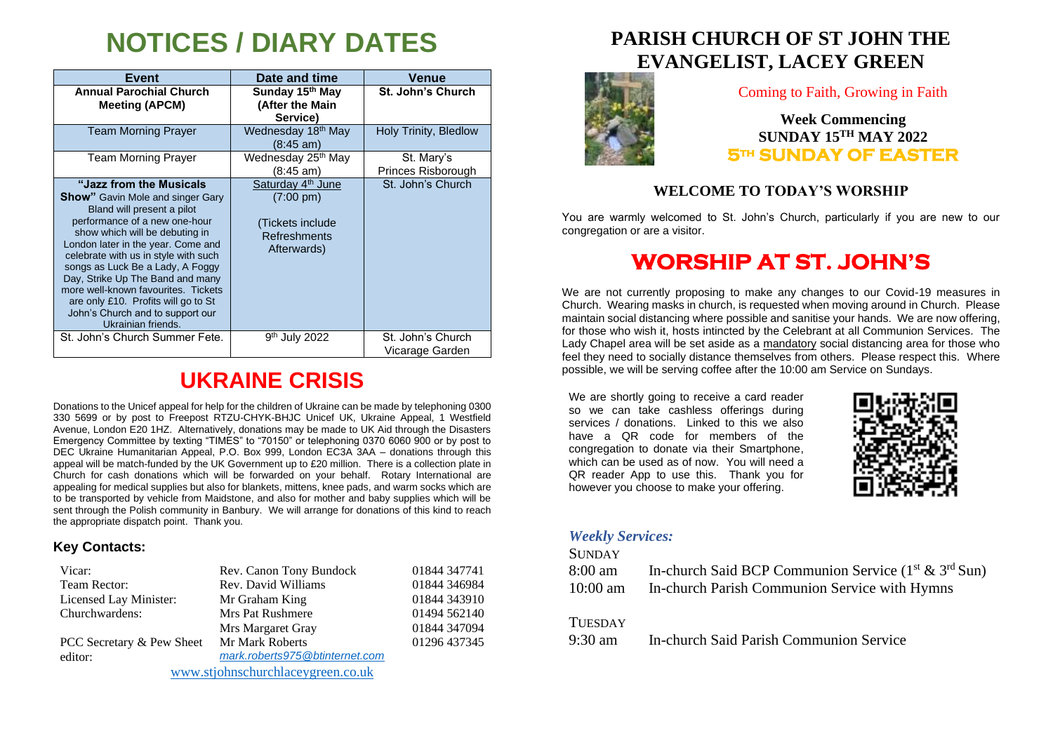# NOTICES / DIARY DATES

| Event | Date and time | Venue |
|---|---|---|
| **Annual Parochial Church Meeting (APCM)** | **Sunday 15th May (After the Main Service)** | **St. John's Church** |
| Team Morning Prayer | Wednesday 18th May (8:45 am) | Holy Trinity, Bledlow |
| Team Morning Prayer | Wednesday 25th May (8:45 am) | St. Mary's Princes Risborough |
| **"Jazz from the Musicals Show"** Gavin Mole and singer Gary Bland will present a pilot performance of a new one-hour show which will be debuting in London later in the year. Come and celebrate with us in style with such songs as Luck Be a Lady, A Foggy Day, Strike Up The Band and many more well-known favourites. Tickets are only £10. Profits will go to St John's Church and to support our Ukrainian friends. | Saturday 4th June (7:00 pm) (Tickets include Refreshments Afterwards) | St. John's Church |
| St. John's Church Summer Fete. | 9th July 2022 | St. John's Church Vicarage Garden |

# UKRAINE CRISIS

Donations to the Unicef appeal for help for the children of Ukraine can be made by telephoning 0300 330 5699 or by post to Freepost RTZU-CHYK-BHJC Unicef UK, Ukraine Appeal, 1 Westfield Avenue, London E20 1HZ. Alternatively, donations may be made to UK Aid through the Disasters Emergency Committee by texting "TIMES" to "70150" or telephoning 0370 6060 900 or by post to DEC Ukraine Humanitarian Appeal, P.O. Box 999, London EC3A 3AA – donations through this appeal will be match-funded by the UK Government up to £20 million. There is a collection plate in Church for cash donations which will be forwarded on your behalf. Rotary International are appealing for medical supplies but also for blankets, mittens, knee pads, and warm socks which are to be transported by vehicle from Maidstone, and also for mother and baby supplies which will be sent through the Polish community in Banbury. We will arrange for donations of this kind to reach the appropriate dispatch point. Thank you.

### Key Contacts:

| | | |
|---|---|---|
| Vicar: | Rev. Canon Tony Bundock | 01844 347741 |
| Team Rector: | Rev. David Williams | 01844 346984 |
| Licensed Lay Minister: | Mr Graham King | 01844 343910 |
| Churchwardens: | Mrs Pat Rushmere | 01494 562140 |
| | Mrs Margaret Gray | 01844 347094 |
| PCC Secretary & Pew Sheet editor: | Mr Mark Roberts *mark.roberts975@btinternet.com* | 01296 437345 |

www.stjohnschurchlaceygreen.co.uk

# PARISH CHURCH OF ST JOHN THE EVANGELIST, LACEY GREEN

Coming to Faith, Growing in Faith

**Week Commencing**
**SUNDAY 15TH MAY 2022**
**5TH SUNDAY OF EASTER**

## WELCOME TO TODAY'S WORSHIP

You are warmly welcomed to St. John's Church, particularly if you are new to our congregation or are a visitor.

# WORSHIP AT ST. JOHN'S

We are not currently proposing to make any changes to our Covid-19 measures in Church. Wearing masks in church, is requested when moving around in Church. Please maintain social distancing where possible and sanitise your hands. We are now offering, for those who wish it, hosts intincted by the Celebrant at all Communion Services. The Lady Chapel area will be set aside as a mandatory social distancing area for those who feel they need to socially distance themselves from others. Please respect this. Where possible, we will be serving coffee after the 10:00 am Service on Sundays.

We are shortly going to receive a card reader so we can take cashless offerings during services / donations. Linked to this we also have a QR code for members of the congregation to donate via their Smartphone, which can be used as of now. You will need a QR reader App to use this. Thank you for however you choose to make your offering.

### *Weekly Services:*

SUNDAY

| | |
|---|---|
| 8:00 am | In-church Said BCP Communion Service (1st & 3rd Sun) |
| 10:00 am | In-church Parish Communion Service with Hymns |

TUESDAY

| | |
|---|---|
| 9:30 am | In-church Said Parish Communion Service |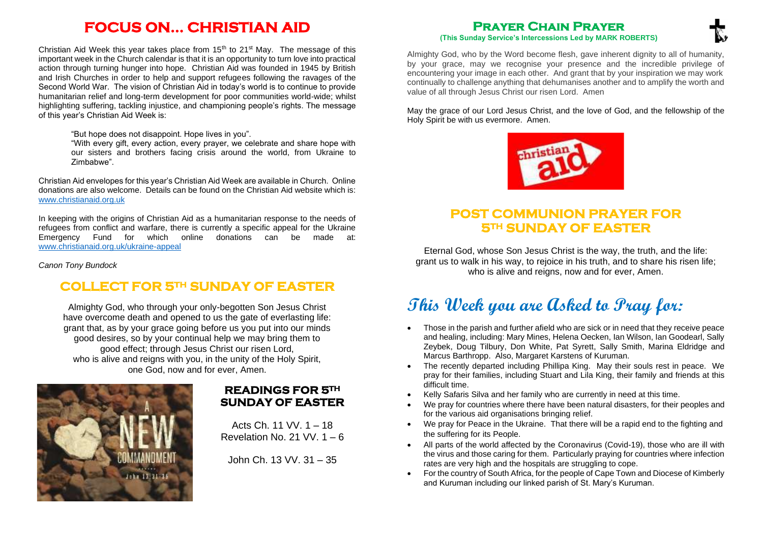# FOCUS ON… CHRISTIAN AID

Christian Aid Week this year takes place from 15th to 21st May. The message of this important week in the Church calendar is that it is an opportunity to turn love into practical action through turning hunger into hope. Christian Aid was founded in 1945 by British and Irish Churches in order to help and support refugees following the ravages of the Second World War. The vision of Christian Aid in today's world is to continue to provide humanitarian relief and long-term development for poor communities world-wide; whilst highlighting suffering, tackling injustice, and championing people's rights. The message of this year's Christian Aid Week is:

> "But hope does not disappoint. Hope lives in you".
> "With every gift, every action, every prayer, we celebrate and share hope with our sisters and brothers facing crisis around the world, from Ukraine to Zimbabwe".

Christian Aid envelopes for this year's Christian Aid Week are available in Church. Online donations are also welcome. Details can be found on the Christian Aid website which is: www.christianaid.org.uk

In keeping with the origins of Christian Aid as a humanitarian response to the needs of refugees from conflict and warfare, there is currently a specific appeal for the Ukraine Emergency Fund for which online donations can be made at: www.christianaid.org.uk/ukraine-appeal

*Canon Tony Bundock*

## COLLECT FOR 5TH SUNDAY OF EASTER

Almighty God, who through your only-begotten Son Jesus Christ
have overcome death and opened to us the gate of everlasting life:
grant that, as by your grace going before us you put into our minds
good desires, so by your continual help we may bring them to
good effect; through Jesus Christ our risen Lord,
who is alive and reigns with you, in the unity of the Holy Spirit,
one God, now and for ever, Amen.

## READINGS FOR 5TH SUNDAY OF EASTER

Acts Ch. 11 VV. 1 – 18
Revelation No. 21 VV. 1 – 6

John Ch. 13 VV. 31 – 35

## PRAYER CHAIN PRAYER

**(This Sunday Service's Intercessions Led by MARK ROBERTS)**

Almighty God, who by the Word become flesh, gave inherent dignity to all of humanity, by your grace, may we recognise your presence and the incredible privilege of encountering your image in each other. And grant that by your inspiration we may work continually to challenge anything that dehumanises another and to amplify the worth and value of all through Jesus Christ our risen Lord. Amen

May the grace of our Lord Jesus Christ, and the love of God, and the fellowship of the Holy Spirit be with us evermore. Amen.

## POST COMMUNION PRAYER FOR 5TH SUNDAY OF EASTER

Eternal God, whose Son Jesus Christ is the way, the truth, and the life:
grant us to walk in his way, to rejoice in his truth, and to share his risen life;
who is alive and reigns, now and for ever, Amen.

## This Week you are Asked to Pray for:

- Those in the parish and further afield who are sick or in need that they receive peace and healing, including: Mary Mines, Helena Oecken, Ian Wilson, Ian Goodearl, Sally Zeybek, Doug Tilbury, Don White, Pat Syrett, Sally Smith, Marina Eldridge and Marcus Barthropp. Also, Margaret Karstens of Kuruman.
- The recently departed including Phillipa King. May their souls rest in peace. We pray for their families, including Stuart and Lila King, their family and friends at this difficult time.
- Kelly Safaris Silva and her family who are currently in need at this time.
- We pray for countries where there have been natural disasters, for their peoples and for the various aid organisations bringing relief.
- We pray for Peace in the Ukraine. That there will be a rapid end to the fighting and the suffering for its People.
- All parts of the world affected by the Coronavirus (Covid-19), those who are ill with the virus and those caring for them. Particularly praying for countries where infection rates are very high and the hospitals are struggling to cope.
- For the country of South Africa, for the people of Cape Town and Diocese of Kimberly and Kuruman including our linked parish of St. Mary's Kuruman.